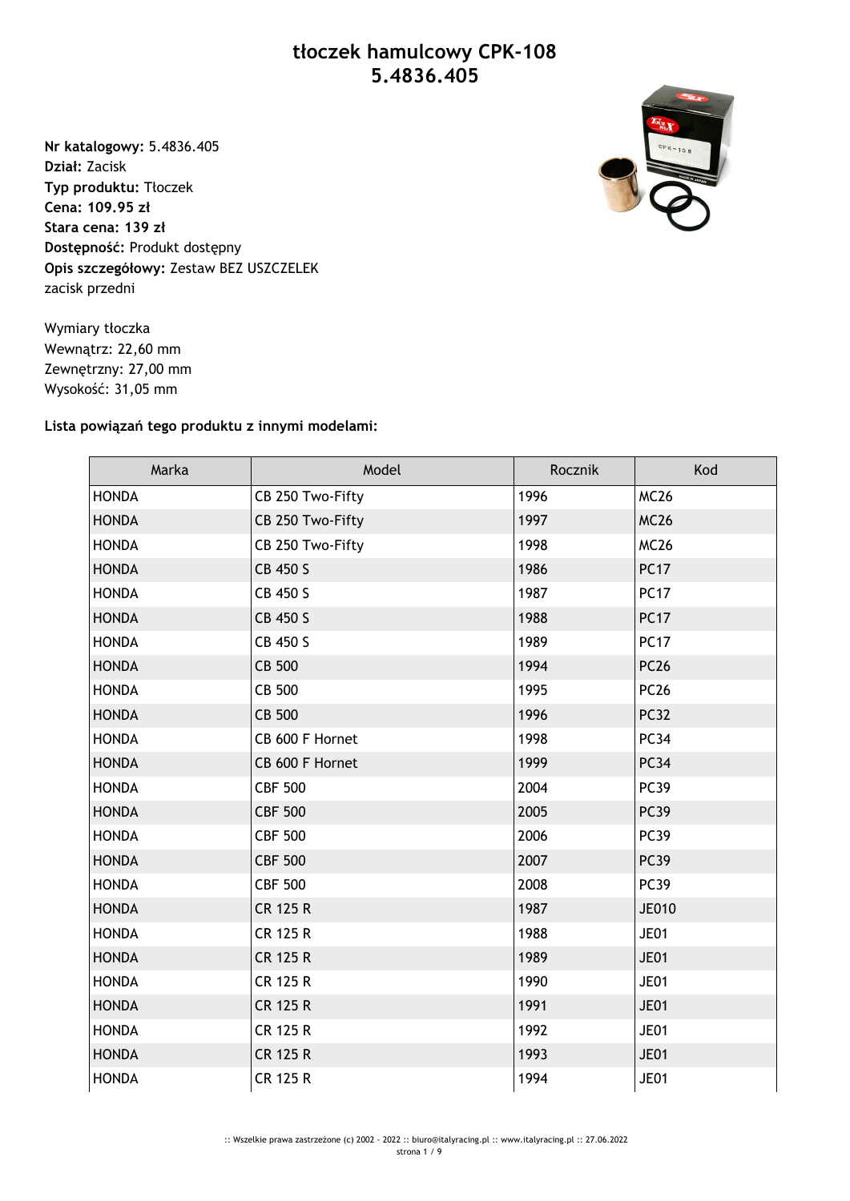# tłoczek hamulcowy CPK-108
# 5.4836.405

**Nr katalogowy:** 5.4836.405
**Dział:** Zacisk
**Typ produktu:** Tłoczek
**Cena: 109.95 zł**
**Stara cena: 139 zł**
**Dostępność:** Produkt dostępny
**Opis szczegółowy:** Zestaw BEZ USZCZELEK
zacisk przedni

Wymiary tłoczka
Wewnątrz: 22,60 mm
Zewnętrzny: 27,00 mm
Wysokość: 31,05 mm

**Lista powiązań tego produktu z innymi modelami:**

| Marka | Model | Rocznik | Kod |
|---|---|---|---|
| HONDA | CB 250 Two-Fifty | 1996 | MC26 |
| HONDA | CB 250 Two-Fifty | 1997 | MC26 |
| HONDA | CB 250 Two-Fifty | 1998 | MC26 |
| HONDA | CB 450 S | 1986 | PC17 |
| HONDA | CB 450 S | 1987 | PC17 |
| HONDA | CB 450 S | 1988 | PC17 |
| HONDA | CB 450 S | 1989 | PC17 |
| HONDA | CB 500 | 1994 | PC26 |
| HONDA | CB 500 | 1995 | PC26 |
| HONDA | CB 500 | 1996 | PC32 |
| HONDA | CB 600 F Hornet | 1998 | PC34 |
| HONDA | CB 600 F Hornet | 1999 | PC34 |
| HONDA | CBF 500 | 2004 | PC39 |
| HONDA | CBF 500 | 2005 | PC39 |
| HONDA | CBF 500 | 2006 | PC39 |
| HONDA | CBF 500 | 2007 | PC39 |
| HONDA | CBF 500 | 2008 | PC39 |
| HONDA | CR 125 R | 1987 | JE010 |
| HONDA | CR 125 R | 1988 | JE01 |
| HONDA | CR 125 R | 1989 | JE01 |
| HONDA | CR 125 R | 1990 | JE01 |
| HONDA | CR 125 R | 1991 | JE01 |
| HONDA | CR 125 R | 1992 | JE01 |
| HONDA | CR 125 R | 1993 | JE01 |
| HONDA | CR 125 R | 1994 | JE01 |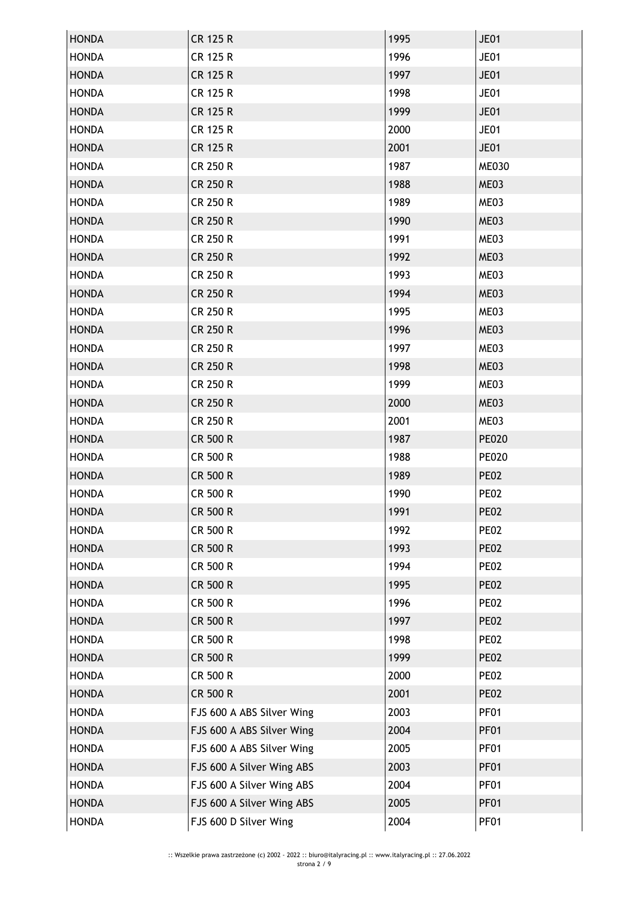| HONDA | CR 125 R | 1995 | JE01 |
|---|---|---|---|
| HONDA | CR 125 R | 1996 | JE01 |
| HONDA | CR 125 R | 1997 | JE01 |
| HONDA | CR 125 R | 1998 | JE01 |
| HONDA | CR 125 R | 1999 | JE01 |
| HONDA | CR 125 R | 2000 | JE01 |
| HONDA | CR 125 R | 2001 | JE01 |
| HONDA | CR 250 R | 1987 | ME030 |
| HONDA | CR 250 R | 1988 | ME03 |
| HONDA | CR 250 R | 1989 | ME03 |
| HONDA | CR 250 R | 1990 | ME03 |
| HONDA | CR 250 R | 1991 | ME03 |
| HONDA | CR 250 R | 1992 | ME03 |
| HONDA | CR 250 R | 1993 | ME03 |
| HONDA | CR 250 R | 1994 | ME03 |
| HONDA | CR 250 R | 1995 | ME03 |
| HONDA | CR 250 R | 1996 | ME03 |
| HONDA | CR 250 R | 1997 | ME03 |
| HONDA | CR 250 R | 1998 | ME03 |
| HONDA | CR 250 R | 1999 | ME03 |
| HONDA | CR 250 R | 2000 | ME03 |
| HONDA | CR 250 R | 2001 | ME03 |
| HONDA | CR 500 R | 1987 | PE020 |
| HONDA | CR 500 R | 1988 | PE020 |
| HONDA | CR 500 R | 1989 | PE02 |
| HONDA | CR 500 R | 1990 | PE02 |
| HONDA | CR 500 R | 1991 | PE02 |
| HONDA | CR 500 R | 1992 | PE02 |
| HONDA | CR 500 R | 1993 | PE02 |
| HONDA | CR 500 R | 1994 | PE02 |
| HONDA | CR 500 R | 1995 | PE02 |
| HONDA | CR 500 R | 1996 | PE02 |
| HONDA | CR 500 R | 1997 | PE02 |
| HONDA | CR 500 R | 1998 | PE02 |
| HONDA | CR 500 R | 1999 | PE02 |
| HONDA | CR 500 R | 2000 | PE02 |
| HONDA | CR 500 R | 2001 | PE02 |
| HONDA | FJS 600 A ABS Silver Wing | 2003 | PF01 |
| HONDA | FJS 600 A ABS Silver Wing | 2004 | PF01 |
| HONDA | FJS 600 A ABS Silver Wing | 2005 | PF01 |
| HONDA | FJS 600 A Silver Wing ABS | 2003 | PF01 |
| HONDA | FJS 600 A Silver Wing ABS | 2004 | PF01 |
| HONDA | FJS 600 A Silver Wing ABS | 2005 | PF01 |
| HONDA | FJS 600 D Silver Wing | 2004 | PF01 |

:: Wszelkie prawa zastrzeżone (c) 2002 - 2022 :: biuro@italyracing.pl :: www.italyracing.pl :: 27.06.2022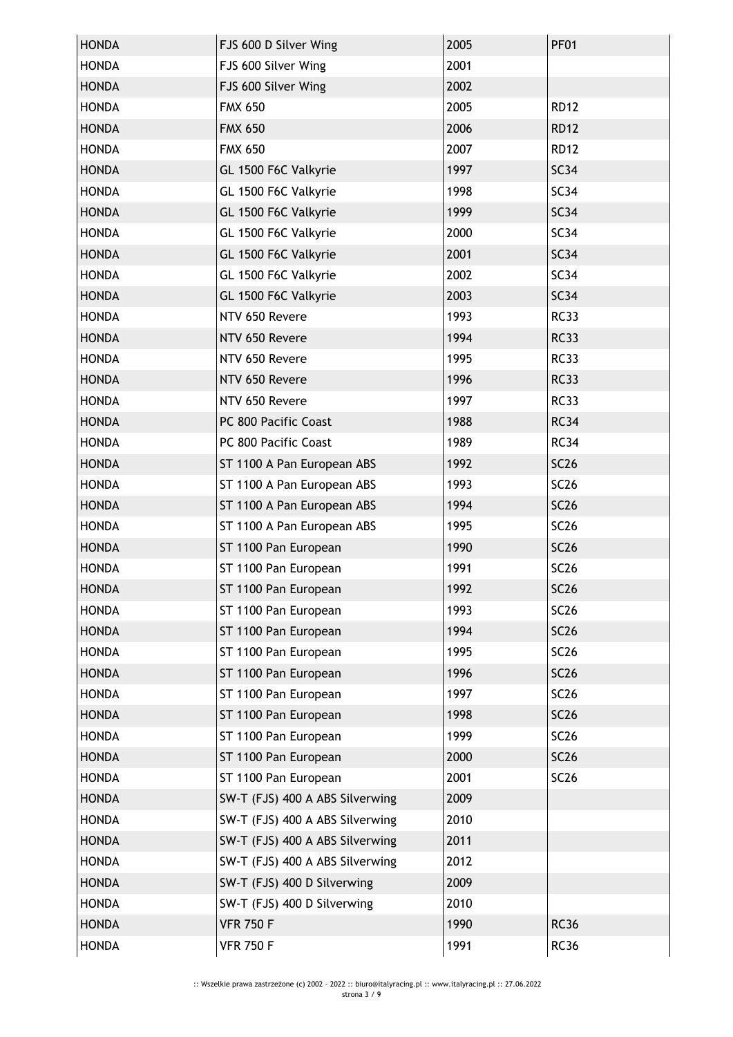| | | | |
|---|---|---|---|
| HONDA | FJS 600 D Silver Wing | 2005 | PF01 |
| HONDA | FJS 600 Silver Wing | 2001 | |
| HONDA | FJS 600 Silver Wing | 2002 | |
| HONDA | FMX 650 | 2005 | RD12 |
| HONDA | FMX 650 | 2006 | RD12 |
| HONDA | FMX 650 | 2007 | RD12 |
| HONDA | GL 1500 F6C Valkyrie | 1997 | SC34 |
| HONDA | GL 1500 F6C Valkyrie | 1998 | SC34 |
| HONDA | GL 1500 F6C Valkyrie | 1999 | SC34 |
| HONDA | GL 1500 F6C Valkyrie | 2000 | SC34 |
| HONDA | GL 1500 F6C Valkyrie | 2001 | SC34 |
| HONDA | GL 1500 F6C Valkyrie | 2002 | SC34 |
| HONDA | GL 1500 F6C Valkyrie | 2003 | SC34 |
| HONDA | NTV 650 Revere | 1993 | RC33 |
| HONDA | NTV 650 Revere | 1994 | RC33 |
| HONDA | NTV 650 Revere | 1995 | RC33 |
| HONDA | NTV 650 Revere | 1996 | RC33 |
| HONDA | NTV 650 Revere | 1997 | RC33 |
| HONDA | PC 800 Pacific Coast | 1988 | RC34 |
| HONDA | PC 800 Pacific Coast | 1989 | RC34 |
| HONDA | ST 1100 A Pan European ABS | 1992 | SC26 |
| HONDA | ST 1100 A Pan European ABS | 1993 | SC26 |
| HONDA | ST 1100 A Pan European ABS | 1994 | SC26 |
| HONDA | ST 1100 A Pan European ABS | 1995 | SC26 |
| HONDA | ST 1100 Pan European | 1990 | SC26 |
| HONDA | ST 1100 Pan European | 1991 | SC26 |
| HONDA | ST 1100 Pan European | 1992 | SC26 |
| HONDA | ST 1100 Pan European | 1993 | SC26 |
| HONDA | ST 1100 Pan European | 1994 | SC26 |
| HONDA | ST 1100 Pan European | 1995 | SC26 |
| HONDA | ST 1100 Pan European | 1996 | SC26 |
| HONDA | ST 1100 Pan European | 1997 | SC26 |
| HONDA | ST 1100 Pan European | 1998 | SC26 |
| HONDA | ST 1100 Pan European | 1999 | SC26 |
| HONDA | ST 1100 Pan European | 2000 | SC26 |
| HONDA | ST 1100 Pan European | 2001 | SC26 |
| HONDA | SW-T (FJS) 400 A ABS Silverwing | 2009 | |
| HONDA | SW-T (FJS) 400 A ABS Silverwing | 2010 | |
| HONDA | SW-T (FJS) 400 A ABS Silverwing | 2011 | |
| HONDA | SW-T (FJS) 400 A ABS Silverwing | 2012 | |
| HONDA | SW-T (FJS) 400 D Silverwing | 2009 | |
| HONDA | SW-T (FJS) 400 D Silverwing | 2010 | |
| HONDA | VFR 750 F | 1990 | RC36 |
| HONDA | VFR 750 F | 1991 | RC36 |

:: Wszelkie prawa zastrzeżone (c) 2002 - 2022 :: biuro@italyracing.pl :: www.italyracing.pl :: 27.06.2022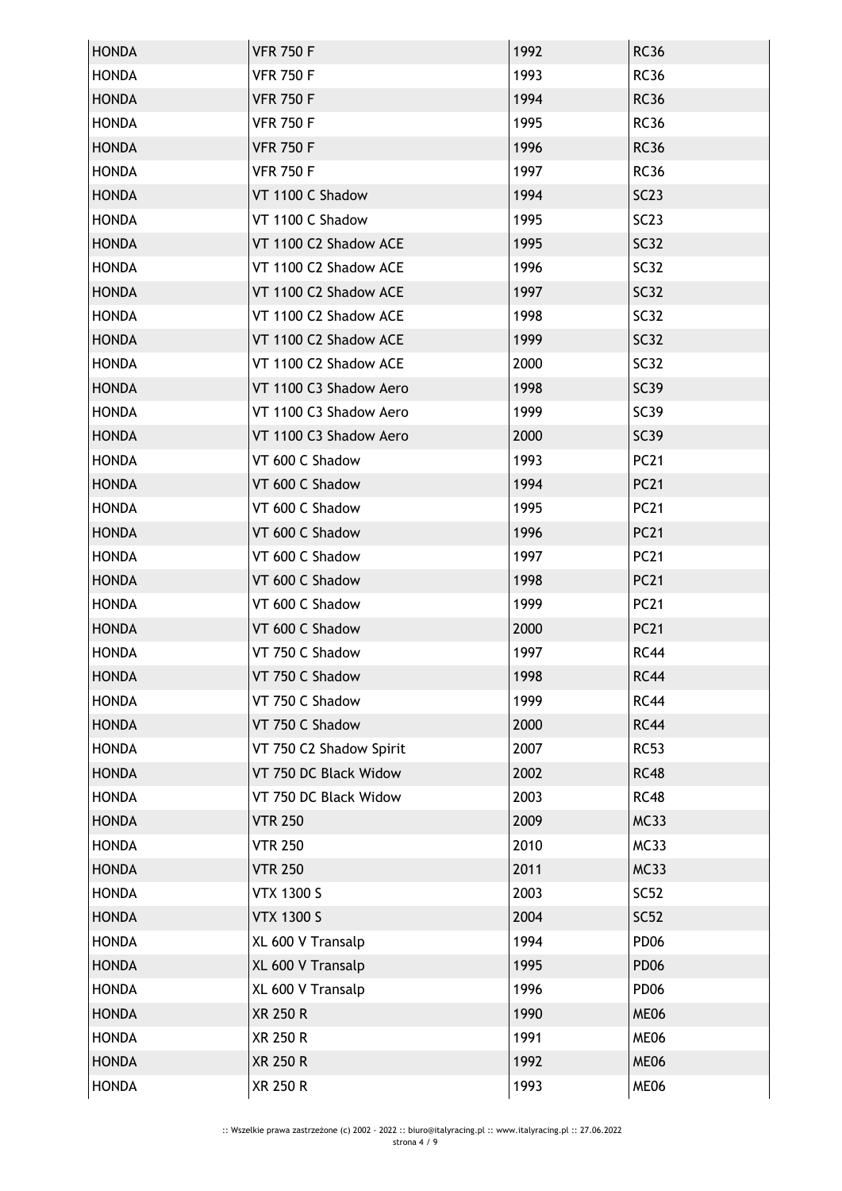| HONDA | VFR 750 F | 1992 | RC36 |
|---|---|---|---|
| HONDA | VFR 750 F | 1993 | RC36 |
| HONDA | VFR 750 F | 1994 | RC36 |
| HONDA | VFR 750 F | 1995 | RC36 |
| HONDA | VFR 750 F | 1996 | RC36 |
| HONDA | VFR 750 F | 1997 | RC36 |
| HONDA | VT 1100 C Shadow | 1994 | SC23 |
| HONDA | VT 1100 C Shadow | 1995 | SC23 |
| HONDA | VT 1100 C2 Shadow ACE | 1995 | SC32 |
| HONDA | VT 1100 C2 Shadow ACE | 1996 | SC32 |
| HONDA | VT 1100 C2 Shadow ACE | 1997 | SC32 |
| HONDA | VT 1100 C2 Shadow ACE | 1998 | SC32 |
| HONDA | VT 1100 C2 Shadow ACE | 1999 | SC32 |
| HONDA | VT 1100 C2 Shadow ACE | 2000 | SC32 |
| HONDA | VT 1100 C3 Shadow Aero | 1998 | SC39 |
| HONDA | VT 1100 C3 Shadow Aero | 1999 | SC39 |
| HONDA | VT 1100 C3 Shadow Aero | 2000 | SC39 |
| HONDA | VT 600 C Shadow | 1993 | PC21 |
| HONDA | VT 600 C Shadow | 1994 | PC21 |
| HONDA | VT 600 C Shadow | 1995 | PC21 |
| HONDA | VT 600 C Shadow | 1996 | PC21 |
| HONDA | VT 600 C Shadow | 1997 | PC21 |
| HONDA | VT 600 C Shadow | 1998 | PC21 |
| HONDA | VT 600 C Shadow | 1999 | PC21 |
| HONDA | VT 600 C Shadow | 2000 | PC21 |
| HONDA | VT 750 C Shadow | 1997 | RC44 |
| HONDA | VT 750 C Shadow | 1998 | RC44 |
| HONDA | VT 750 C Shadow | 1999 | RC44 |
| HONDA | VT 750 C Shadow | 2000 | RC44 |
| HONDA | VT 750 C2 Shadow Spirit | 2007 | RC53 |
| HONDA | VT 750 DC Black Widow | 2002 | RC48 |
| HONDA | VT 750 DC Black Widow | 2003 | RC48 |
| HONDA | VTR 250 | 2009 | MC33 |
| HONDA | VTR 250 | 2010 | MC33 |
| HONDA | VTR 250 | 2011 | MC33 |
| HONDA | VTX 1300 S | 2003 | SC52 |
| HONDA | VTX 1300 S | 2004 | SC52 |
| HONDA | XL 600 V Transalp | 1994 | PD06 |
| HONDA | XL 600 V Transalp | 1995 | PD06 |
| HONDA | XL 600 V Transalp | 1996 | PD06 |
| HONDA | XR 250 R | 1990 | ME06 |
| HONDA | XR 250 R | 1991 | ME06 |
| HONDA | XR 250 R | 1992 | ME06 |
| HONDA | XR 250 R | 1993 | ME06 |

:: Wszelkie prawa zastrzeżone (c) 2002 - 2022 :: biuro@italyracing.pl :: www.italyracing.pl :: 27.06.2022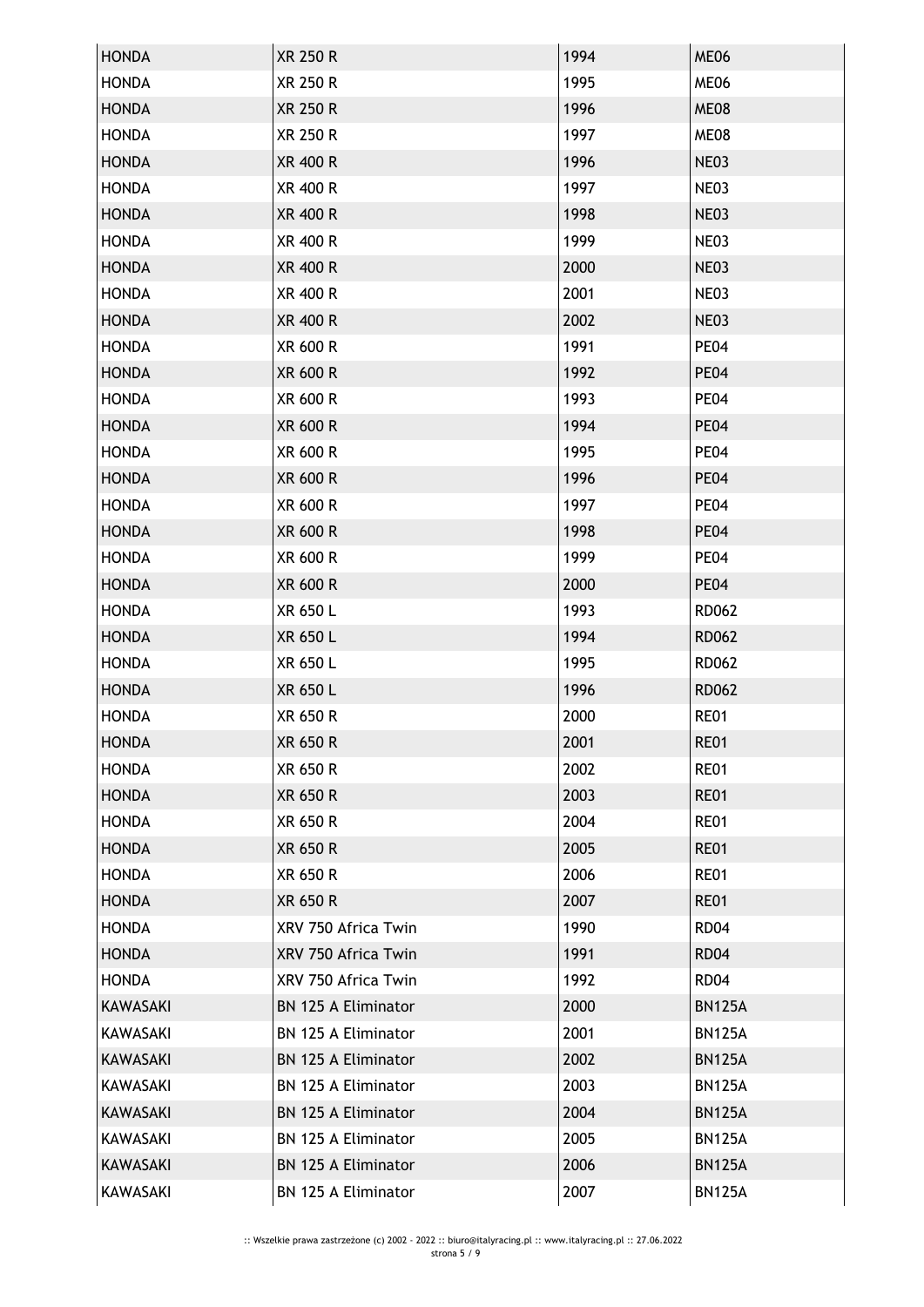| HONDA | XR 250 R | 1994 | ME06 |
|---|---|---|---|
| HONDA | XR 250 R | 1995 | ME06 |
| HONDA | XR 250 R | 1996 | ME08 |
| HONDA | XR 250 R | 1997 | ME08 |
| HONDA | XR 400 R | 1996 | NE03 |
| HONDA | XR 400 R | 1997 | NE03 |
| HONDA | XR 400 R | 1998 | NE03 |
| HONDA | XR 400 R | 1999 | NE03 |
| HONDA | XR 400 R | 2000 | NE03 |
| HONDA | XR 400 R | 2001 | NE03 |
| HONDA | XR 400 R | 2002 | NE03 |
| HONDA | XR 600 R | 1991 | PE04 |
| HONDA | XR 600 R | 1992 | PE04 |
| HONDA | XR 600 R | 1993 | PE04 |
| HONDA | XR 600 R | 1994 | PE04 |
| HONDA | XR 600 R | 1995 | PE04 |
| HONDA | XR 600 R | 1996 | PE04 |
| HONDA | XR 600 R | 1997 | PE04 |
| HONDA | XR 600 R | 1998 | PE04 |
| HONDA | XR 600 R | 1999 | PE04 |
| HONDA | XR 600 R | 2000 | PE04 |
| HONDA | XR 650 L | 1993 | RD062 |
| HONDA | XR 650 L | 1994 | RD062 |
| HONDA | XR 650 L | 1995 | RD062 |
| HONDA | XR 650 L | 1996 | RD062 |
| HONDA | XR 650 R | 2000 | RE01 |
| HONDA | XR 650 R | 2001 | RE01 |
| HONDA | XR 650 R | 2002 | RE01 |
| HONDA | XR 650 R | 2003 | RE01 |
| HONDA | XR 650 R | 2004 | RE01 |
| HONDA | XR 650 R | 2005 | RE01 |
| HONDA | XR 650 R | 2006 | RE01 |
| HONDA | XR 650 R | 2007 | RE01 |
| HONDA | XRV 750 Africa Twin | 1990 | RD04 |
| HONDA | XRV 750 Africa Twin | 1991 | RD04 |
| HONDA | XRV 750 Africa Twin | 1992 | RD04 |
| KAWASAKI | BN 125 A Eliminator | 2000 | BN125A |
| KAWASAKI | BN 125 A Eliminator | 2001 | BN125A |
| KAWASAKI | BN 125 A Eliminator | 2002 | BN125A |
| KAWASAKI | BN 125 A Eliminator | 2003 | BN125A |
| KAWASAKI | BN 125 A Eliminator | 2004 | BN125A |
| KAWASAKI | BN 125 A Eliminator | 2005 | BN125A |
| KAWASAKI | BN 125 A Eliminator | 2006 | BN125A |
| KAWASAKI | BN 125 A Eliminator | 2007 | BN125A |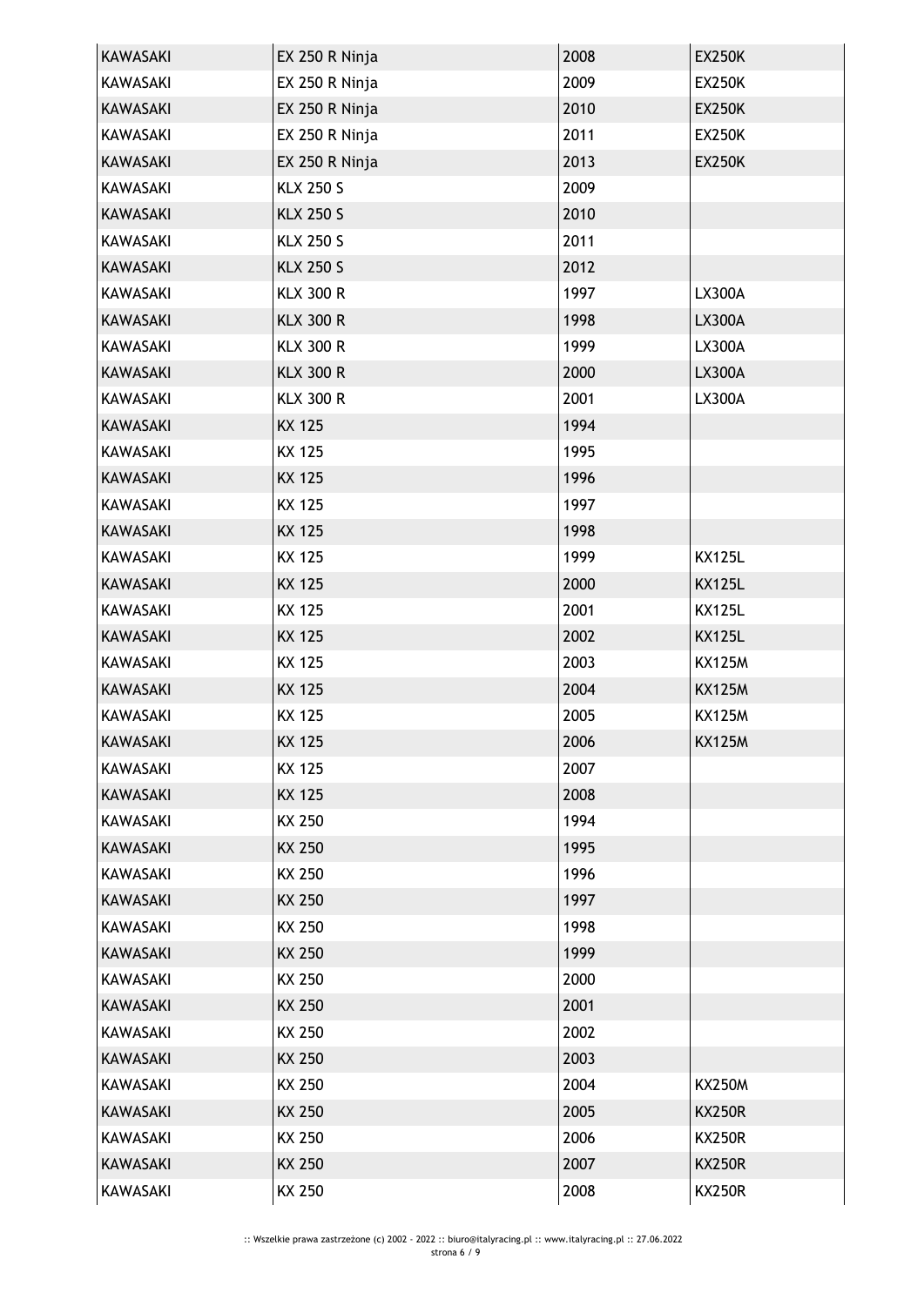| KAWASAKI | EX 250 R Ninja | 2008 | EX250K |
|---|---|---|---|
| KAWASAKI | EX 250 R Ninja | 2009 | EX250K |
| KAWASAKI | EX 250 R Ninja | 2010 | EX250K |
| KAWASAKI | EX 250 R Ninja | 2011 | EX250K |
| KAWASAKI | EX 250 R Ninja | 2013 | EX250K |
| KAWASAKI | KLX 250 S | 2009 | |
| KAWASAKI | KLX 250 S | 2010 | |
| KAWASAKI | KLX 250 S | 2011 | |
| KAWASAKI | KLX 250 S | 2012 | |
| KAWASAKI | KLX 300 R | 1997 | LX300A |
| KAWASAKI | KLX 300 R | 1998 | LX300A |
| KAWASAKI | KLX 300 R | 1999 | LX300A |
| KAWASAKI | KLX 300 R | 2000 | LX300A |
| KAWASAKI | KLX 300 R | 2001 | LX300A |
| KAWASAKI | KX 125 | 1994 | |
| KAWASAKI | KX 125 | 1995 | |
| KAWASAKI | KX 125 | 1996 | |
| KAWASAKI | KX 125 | 1997 | |
| KAWASAKI | KX 125 | 1998 | |
| KAWASAKI | KX 125 | 1999 | KX125L |
| KAWASAKI | KX 125 | 2000 | KX125L |
| KAWASAKI | KX 125 | 2001 | KX125L |
| KAWASAKI | KX 125 | 2002 | KX125L |
| KAWASAKI | KX 125 | 2003 | KX125M |
| KAWASAKI | KX 125 | 2004 | KX125M |
| KAWASAKI | KX 125 | 2005 | KX125M |
| KAWASAKI | KX 125 | 2006 | KX125M |
| KAWASAKI | KX 125 | 2007 | |
| KAWASAKI | KX 125 | 2008 | |
| KAWASAKI | KX 250 | 1994 | |
| KAWASAKI | KX 250 | 1995 | |
| KAWASAKI | KX 250 | 1996 | |
| KAWASAKI | KX 250 | 1997 | |
| KAWASAKI | KX 250 | 1998 | |
| KAWASAKI | KX 250 | 1999 | |
| KAWASAKI | KX 250 | 2000 | |
| KAWASAKI | KX 250 | 2001 | |
| KAWASAKI | KX 250 | 2002 | |
| KAWASAKI | KX 250 | 2003 | |
| KAWASAKI | KX 250 | 2004 | KX250M |
| KAWASAKI | KX 250 | 2005 | KX250R |
| KAWASAKI | KX 250 | 2006 | KX250R |
| KAWASAKI | KX 250 | 2007 | KX250R |
| KAWASAKI | KX 250 | 2008 | KX250R |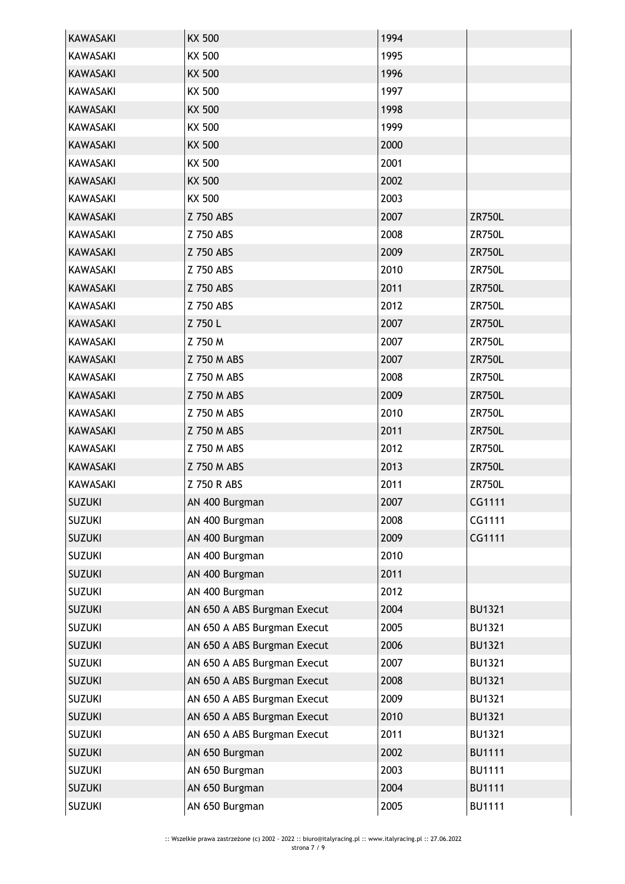| KAWASAKI | KX 500 | 1994 | |
|---|---|---|---|
| KAWASAKI | KX 500 | 1995 | |
| KAWASAKI | KX 500 | 1996 | |
| KAWASAKI | KX 500 | 1997 | |
| KAWASAKI | KX 500 | 1998 | |
| KAWASAKI | KX 500 | 1999 | |
| KAWASAKI | KX 500 | 2000 | |
| KAWASAKI | KX 500 | 2001 | |
| KAWASAKI | KX 500 | 2002 | |
| KAWASAKI | KX 500 | 2003 | |
| KAWASAKI | Z 750 ABS | 2007 | ZR750L |
| KAWASAKI | Z 750 ABS | 2008 | ZR750L |
| KAWASAKI | Z 750 ABS | 2009 | ZR750L |
| KAWASAKI | Z 750 ABS | 2010 | ZR750L |
| KAWASAKI | Z 750 ABS | 2011 | ZR750L |
| KAWASAKI | Z 750 ABS | 2012 | ZR750L |
| KAWASAKI | Z 750 L | 2007 | ZR750L |
| KAWASAKI | Z 750 M | 2007 | ZR750L |
| KAWASAKI | Z 750 M ABS | 2007 | ZR750L |
| KAWASAKI | Z 750 M ABS | 2008 | ZR750L |
| KAWASAKI | Z 750 M ABS | 2009 | ZR750L |
| KAWASAKI | Z 750 M ABS | 2010 | ZR750L |
| KAWASAKI | Z 750 M ABS | 2011 | ZR750L |
| KAWASAKI | Z 750 M ABS | 2012 | ZR750L |
| KAWASAKI | Z 750 M ABS | 2013 | ZR750L |
| KAWASAKI | Z 750 R ABS | 2011 | ZR750L |
| SUZUKI | AN 400 Burgman | 2007 | CG1111 |
| SUZUKI | AN 400 Burgman | 2008 | CG1111 |
| SUZUKI | AN 400 Burgman | 2009 | CG1111 |
| SUZUKI | AN 400 Burgman | 2010 | |
| SUZUKI | AN 400 Burgman | 2011 | |
| SUZUKI | AN 400 Burgman | 2012 | |
| SUZUKI | AN 650 A ABS Burgman Execut | 2004 | BU1321 |
| SUZUKI | AN 650 A ABS Burgman Execut | 2005 | BU1321 |
| SUZUKI | AN 650 A ABS Burgman Execut | 2006 | BU1321 |
| SUZUKI | AN 650 A ABS Burgman Execut | 2007 | BU1321 |
| SUZUKI | AN 650 A ABS Burgman Execut | 2008 | BU1321 |
| SUZUKI | AN 650 A ABS Burgman Execut | 2009 | BU1321 |
| SUZUKI | AN 650 A ABS Burgman Execut | 2010 | BU1321 |
| SUZUKI | AN 650 A ABS Burgman Execut | 2011 | BU1321 |
| SUZUKI | AN 650 Burgman | 2002 | BU1111 |
| SUZUKI | AN 650 Burgman | 2003 | BU1111 |
| SUZUKI | AN 650 Burgman | 2004 | BU1111 |
| SUZUKI | AN 650 Burgman | 2005 | BU1111 |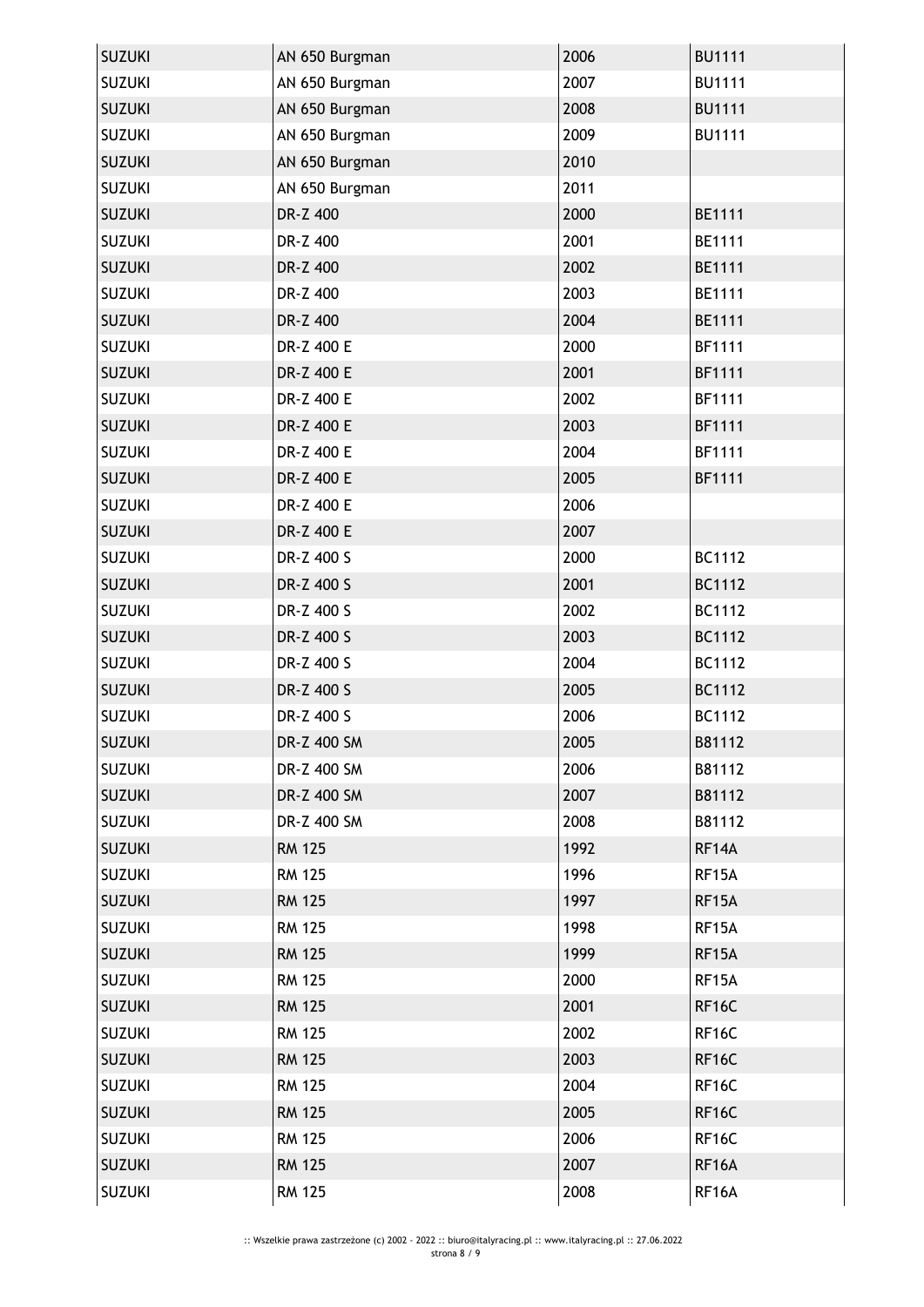| SUZUKI | AN 650 Burgman | 2006 | BU1111 |
|---|---|---|---|
| SUZUKI | AN 650 Burgman | 2007 | BU1111 |
| SUZUKI | AN 650 Burgman | 2008 | BU1111 |
| SUZUKI | AN 650 Burgman | 2009 | BU1111 |
| SUZUKI | AN 650 Burgman | 2010 | |
| SUZUKI | AN 650 Burgman | 2011 | |
| SUZUKI | DR-Z 400 | 2000 | BE1111 |
| SUZUKI | DR-Z 400 | 2001 | BE1111 |
| SUZUKI | DR-Z 400 | 2002 | BE1111 |
| SUZUKI | DR-Z 400 | 2003 | BE1111 |
| SUZUKI | DR-Z 400 | 2004 | BE1111 |
| SUZUKI | DR-Z 400 E | 2000 | BF1111 |
| SUZUKI | DR-Z 400 E | 2001 | BF1111 |
| SUZUKI | DR-Z 400 E | 2002 | BF1111 |
| SUZUKI | DR-Z 400 E | 2003 | BF1111 |
| SUZUKI | DR-Z 400 E | 2004 | BF1111 |
| SUZUKI | DR-Z 400 E | 2005 | BF1111 |
| SUZUKI | DR-Z 400 E | 2006 | |
| SUZUKI | DR-Z 400 E | 2007 | |
| SUZUKI | DR-Z 400 S | 2000 | BC1112 |
| SUZUKI | DR-Z 400 S | 2001 | BC1112 |
| SUZUKI | DR-Z 400 S | 2002 | BC1112 |
| SUZUKI | DR-Z 400 S | 2003 | BC1112 |
| SUZUKI | DR-Z 400 S | 2004 | BC1112 |
| SUZUKI | DR-Z 400 S | 2005 | BC1112 |
| SUZUKI | DR-Z 400 S | 2006 | BC1112 |
| SUZUKI | DR-Z 400 SM | 2005 | B81112 |
| SUZUKI | DR-Z 400 SM | 2006 | B81112 |
| SUZUKI | DR-Z 400 SM | 2007 | B81112 |
| SUZUKI | DR-Z 400 SM | 2008 | B81112 |
| SUZUKI | RM 125 | 1992 | RF14A |
| SUZUKI | RM 125 | 1996 | RF15A |
| SUZUKI | RM 125 | 1997 | RF15A |
| SUZUKI | RM 125 | 1998 | RF15A |
| SUZUKI | RM 125 | 1999 | RF15A |
| SUZUKI | RM 125 | 2000 | RF15A |
| SUZUKI | RM 125 | 2001 | RF16C |
| SUZUKI | RM 125 | 2002 | RF16C |
| SUZUKI | RM 125 | 2003 | RF16C |
| SUZUKI | RM 125 | 2004 | RF16C |
| SUZUKI | RM 125 | 2005 | RF16C |
| SUZUKI | RM 125 | 2006 | RF16C |
| SUZUKI | RM 125 | 2007 | RF16A |
| SUZUKI | RM 125 | 2008 | RF16A |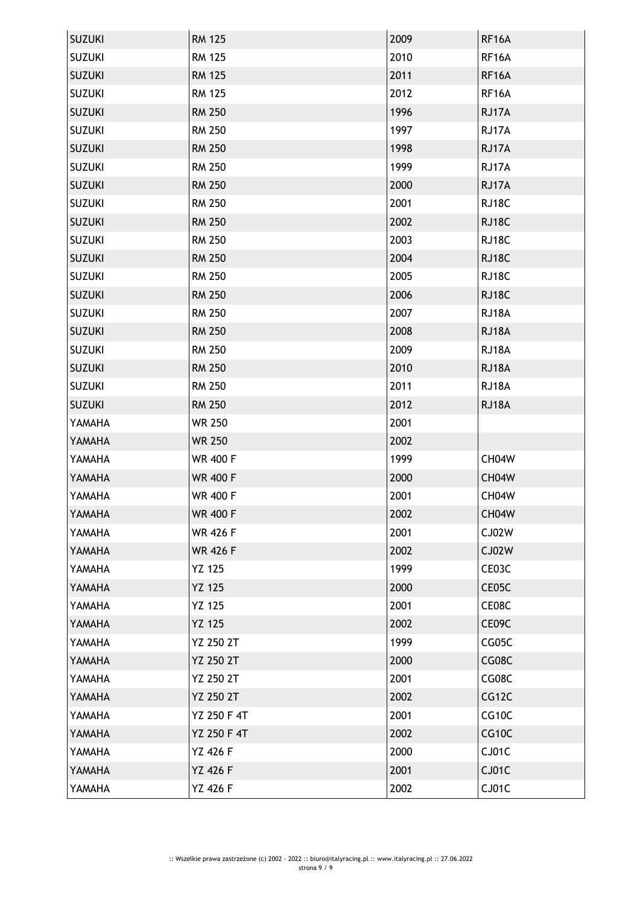| | | | |
|---|---|---|---|
| SUZUKI | RM 125 | 2009 | RF16A |
| SUZUKI | RM 125 | 2010 | RF16A |
| SUZUKI | RM 125 | 2011 | RF16A |
| SUZUKI | RM 125 | 2012 | RF16A |
| SUZUKI | RM 250 | 1996 | RJ17A |
| SUZUKI | RM 250 | 1997 | RJ17A |
| SUZUKI | RM 250 | 1998 | RJ17A |
| SUZUKI | RM 250 | 1999 | RJ17A |
| SUZUKI | RM 250 | 2000 | RJ17A |
| SUZUKI | RM 250 | 2001 | RJ18C |
| SUZUKI | RM 250 | 2002 | RJ18C |
| SUZUKI | RM 250 | 2003 | RJ18C |
| SUZUKI | RM 250 | 2004 | RJ18C |
| SUZUKI | RM 250 | 2005 | RJ18C |
| SUZUKI | RM 250 | 2006 | RJ18C |
| SUZUKI | RM 250 | 2007 | RJ18A |
| SUZUKI | RM 250 | 2008 | RJ18A |
| SUZUKI | RM 250 | 2009 | RJ18A |
| SUZUKI | RM 250 | 2010 | RJ18A |
| SUZUKI | RM 250 | 2011 | RJ18A |
| SUZUKI | RM 250 | 2012 | RJ18A |
| YAMAHA | WR 250 | 2001 | |
| YAMAHA | WR 250 | 2002 | |
| YAMAHA | WR 400 F | 1999 | CH04W |
| YAMAHA | WR 400 F | 2000 | CH04W |
| YAMAHA | WR 400 F | 2001 | CH04W |
| YAMAHA | WR 400 F | 2002 | CH04W |
| YAMAHA | WR 426 F | 2001 | CJ02W |
| YAMAHA | WR 426 F | 2002 | CJ02W |
| YAMAHA | YZ 125 | 1999 | CE03C |
| YAMAHA | YZ 125 | 2000 | CE05C |
| YAMAHA | YZ 125 | 2001 | CE08C |
| YAMAHA | YZ 125 | 2002 | CE09C |
| YAMAHA | YZ 250 2T | 1999 | CG05C |
| YAMAHA | YZ 250 2T | 2000 | CG08C |
| YAMAHA | YZ 250 2T | 2001 | CG08C |
| YAMAHA | YZ 250 2T | 2002 | CG12C |
| YAMAHA | YZ 250 F 4T | 2001 | CG10C |
| YAMAHA | YZ 250 F 4T | 2002 | CG10C |
| YAMAHA | YZ 426 F | 2000 | CJ01C |
| YAMAHA | YZ 426 F | 2001 | CJ01C |
| YAMAHA | YZ 426 F | 2002 | CJ01C |